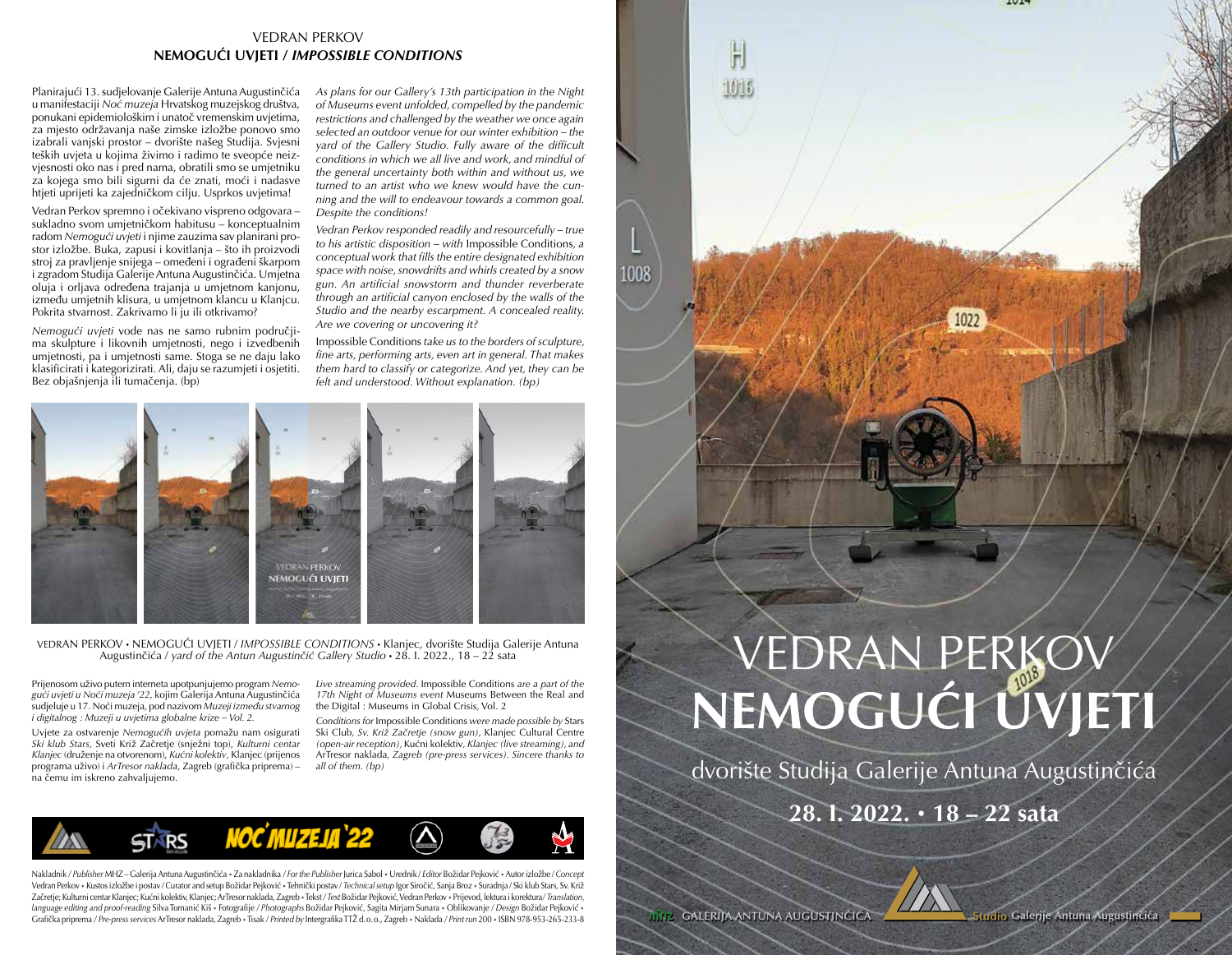## VEDRAN PERKOV

## NEMOGUĆI UVJETI / *IMPOSSIBLE CONDITIONS*

Planirajući 13. sudjelovanje Galerije Antuna Augustinčića u manifestaciji *Noć muzeja* Hrvatskog muzejskog društva, ponukani epidemiološkim i unatoč vremenskim uvjetima, za mjesto održavanja naše zimske izložbe ponovo smo izabrali vanjski prostor – dvorište našeg Studija. Svjesni teških uvjeta u kojima živimo i radimo te sveopće neizvjesnosti oko nas i pred nama, obratili smo se umjetniku za kojega smo bili sigurni da će znati, moći i nadasve htjeti uprijeti ka zajedničkom cilju. Usprkos uvjetima!

Vedran Perkov spremno i očekivano vispreno odgovara – sukladno svom umjetničkom habitusu – konceptualnim radom *Nemogući uvjeti* i njime zauzima sav planirani prostor izložbe. Buka, zapusi i kovitlanja – što ih proizvodi stroj za pravljenje snijega – omeđeni i ograđeni škarpom i zgradom Studija Galerije Antuna Augustinčića. Umjetna oluja i orljava određena trajanja u umjetnom kanjonu, između umjetnih klisura, u umjetnom klancu u Klanjcu. Pokrita stvarnost. Zakrivamo li ju ili otkrivamo?

*Nemogući uvjeti* vode nas ne samo rubnim područjima skulpture i likovnih umjetnosti, nego i izvedbenih umjetnosti, pa i umjetnosti same. Stoga se ne daju lako klasificirati i kategorizirati. Ali, daju se razumjeti i osjetiti. Bez objašnjenja ili tumačenja. (bp)

*As plans for our Gallery's 13th participation in the Night of Museums event unfolded, compelled by the pandemic restrictions and challenged by the weather we once again selected an outdoor venue for our winter exhibition – the yard of the Gallery Studio. Fully aware of the difficult conditions in which we all live and work, and mindful of the general uncertainty both within and without us, we turned to an artist who we knew would have the cunning and the will to endeavour towards a common goal. Despite the conditions!*

*Vedran Perkov responded readily and resourcefully – true to his artistic disposition – with* Impossible Conditions*, a conceptual work that fills the entire designated exhibition space with noise, snowdrifts and whirls created by a snow gun. An artificial snowstorm and thunder reverberate through an artificial canyon enclosed by the walls of the Studio and the nearby escarpment. A concealed reality. Are we covering or uncovering it?*

Impossible Conditions *take us to the borders of sculpture, fine arts, performing arts, even art in general. That makes them hard to classify or categorize. And yet, they can be felt and understood. Without explanation. (bp)*

VEDRAN PERKOV • NEMOGUĆI UVJETI / *IMPOSSIBLE CONDITIONS* • Klanjec, dvorište Studija Galerije Antuna Augustinčića / *yard of the Antun Augustinčić Gallery Studio* • 28. I. 2022., 18 – 22 sata

Prijenosom uživo putem interneta upotpunjujemo program *Nemogući uvjeti u Noći muzeja '22*, kojim Galerija Antuna Augustinčića sudjeluje u 17. Noći muzeja, pod nazivom *Muzeji između stvarnog i digitalnog : Muzeji u uvjetima globalne krize – Vol. 2.*

Uvjete za ostvarenje *Nemogućih uvjeta* pomažu nam osigurati *Ski klub Stars*, Sveti Križ Začretje (snježni top), *Kulturni centar Klanjec* (druženje na otvorenom), *Kućni kolektiv*, Klanjec (prijenos programa uživo) i *ArTresor naklada*, Zagreb (grafička priprema) – na čemu im iskreno zahvaljujemo.

*Live streaming provided.* Impossible Conditions *are a part of the 17th Night of Museums event* Museums Between the Real and the Digital : Museums in Global Crisis, Vol. 2

*Conditions for* Impossible Conditions *were made possible by* Stars Ski Club, *Sv. Križ Začretje (snow gun)*, Klanjec Cultural Centre *(open-air reception)*, Kućni kolektiv, *Klanjec (live streaming), and* ArTresor naklada, *Zagreb (pre-press services). Sincere thanks to all of them. (bp)*

NOĆ MUZEJA '22

Nakladnik / *Publisher* MHZ – Galerija Antuna Augustinčića • Za nakladnika / *For the Publisher* Jurica Sabol • Urednik / *Editor* Božidar Pejković • Autor izložbe / *Concept* Vedran Perkov • Kustos izložbe i postav / Curator and setup Božidar Pejković • Tehnički postav / *Technical setup* Igor Siročić, Sanja Broz • Suradnja / Ski klub Stars, Sv. Križ Začretje; Kulturni centar Klanjec; Kućni kolektiv, Klanjec; ArTresor naklada, Zagreb • Tekst / *Text* Božidar Pejković, Vedran Perkov • Prijevod, lektura i korektura / *Translation, language editing and proof-reading* Silva Tomanić Kiš • Fotografije / *Photographs* Božidar Pejković, Sagita Mirjam Sunara • Oblikovanje / *Design* Božidar Pejković • Grafička priprema / *Pre-press services* ArTresor naklada, Zagreb • Tisak / *Printed by* Intergrafika TTŽ d. o. o., Zagreb • Naklada / *Print run* 200 • ISBN 978-953-265-233-8

# VEDRAN PERKOV
# NEMOGUĆI UVJETI

dvorište Studija Galerije Antuna Augustinčića

**28. I. 2022. • 18 – 22 sata**

MHZ GALERIJA ANTUNA AUGUSTINČIĆA — Studio Galerije Antuna Augustinčića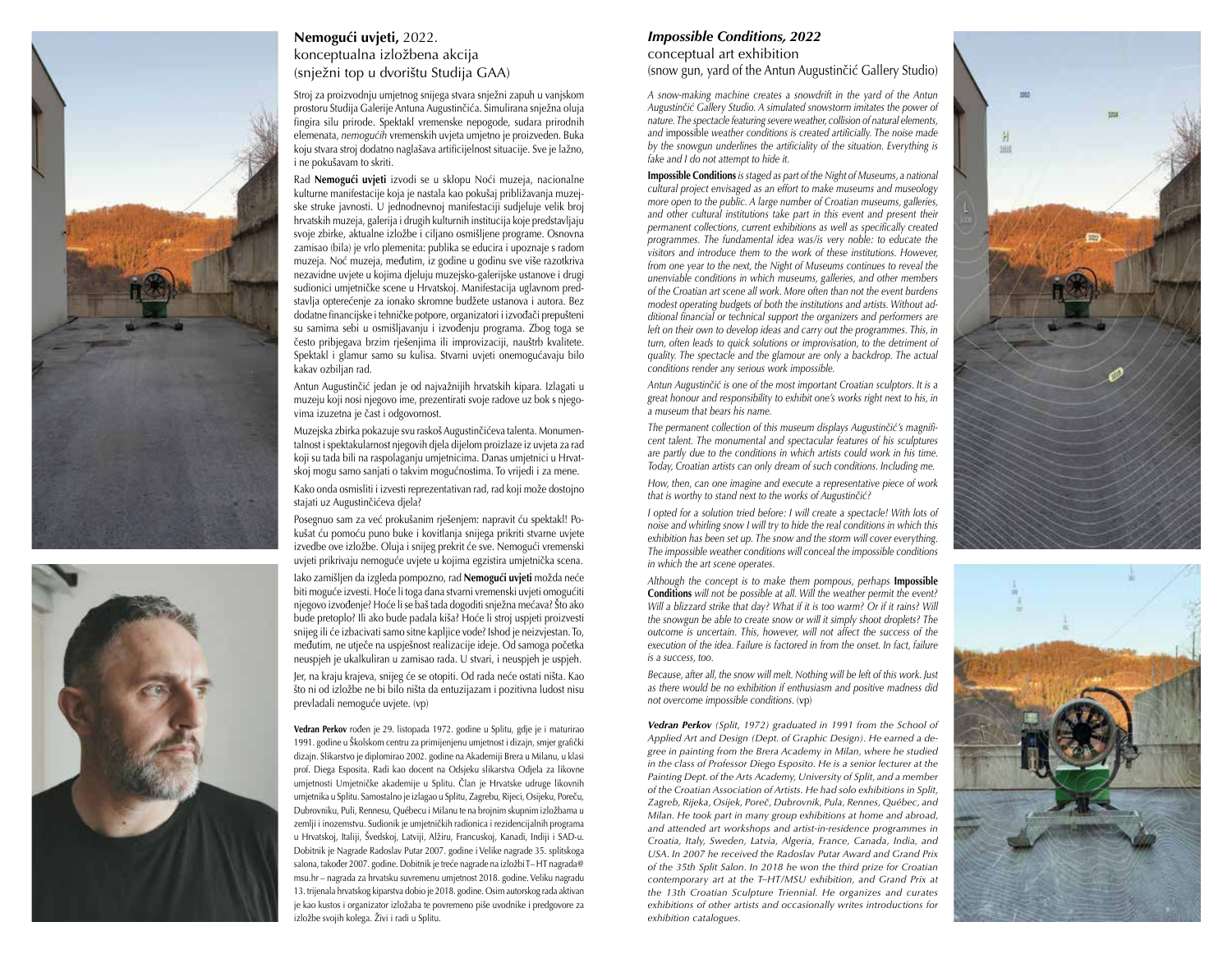## **Nemogući uvjeti,** 2022.
konceptualna izložbena akcija
(snježni top u dvorištu Studija GAA)

Stroj za proizvodnju umjetnog snijega stvara snježni zapuh u vanjskom prostoru Studija Galerije Antuna Augustinčića. Simulirana snježna oluja fingira silu prirode. Spektakl vremenske nepogode, sudara prirodnih elemenata, *nemogućih* vremenskih uvjeta umjetno je proizveden. Buka koju stvara stroj dodatno naglašava artificijelnost situacije. Sve je lažno, i ne pokušavam to skriti.

Rad **Nemogući uvjeti** izvodi se u sklopu Noći muzeja, nacionalne kulturne manifestacije koja je nastala kao pokušaj približavanja muzejske struke javnosti. U jednodnevnoj manifestaciji sudjeluje velik broj hrvatskih muzeja, galerija i drugih kulturnih institucija koje predstavljaju svoje zbirke, aktualne izložbe i ciljano osmišljene programe. Osnovna zamisao (bila) je vrlo plemenita: publika se educira i upoznaje s radom muzeja. Noć muzeja, međutim, iz godine u godinu sve više razotkriva nezavidne uvjete u kojima djeluju muzejsko-galerijske ustanove i drugi sudionici umjetničke scene u Hrvatskoj. Manifestacija uglavnom predstavlja opterećenje za ionako skromne budžete ustanova i autora. Bez dodatne financijske i tehničke potpore, organizatori i izvođači prepušteni su samima sebi u osmišljavanju i izvođenju programa. Zbog toga se često pribjegava brzim rješenjima ili improvizaciji, nauštrb kvalitete. Spektakl i glamur samo su kulisa. Stvarni uvjeti onemogućavaju bilo kakav ozbiljan rad.

Antun Augustinčić jedan je od najvažnijih hrvatskih kipara. Izlagati u muzeju koji nosi njegovo ime, prezentirati svoje radove uz bok s njegovima izuzetna je čast i odgovornost.

Muzejska zbirka pokazuje svu raskoš Augustinčićeva talenta. Monumentalnost i spektakularnost njegovih djela dijelom proizlaze iz uvjeta za rad koji su tada bili na raspolaganju umjetnicima. Danas umjetnici u Hrvatskoj mogu samo sanjati o takvim mogućnostima. To vrijedi i za mene.

Kako onda osmisliti i izvesti reprezentativan rad, rad koji može dostojno stajati uz Augustinčićeva djela?

Posegnuo sam za već prokušanim rješenjem: napravit ću spektakl! Pokušat ću pomoću puno buke i kovitlanja snijega prikriti stvarne uvjete izvedbe ove izložbe. Oluja i snijeg prekrit će sve. Nemogući vremenski uvjeti prikrivaju nemoguće uvjete u kojima egzistira umjetnička scena.

Iako zamišljen da izgleda pompozno, rad **Nemogući uvjeti** možda neće biti moguće izvesti. Hoće li toga dana stvarni vremenski uvjeti omogućiti njegovo izvođenje? Hoće li se baš tada dogoditi snježna mećava? Što ako bude pretoplo? Ili ako bude padala kiša? Hoće li stroj uspjeti proizvesti snijeg ili će izbacivati samo sitne kapljice vode? Ishod je neizvjestan. To, međutim, ne utječe na uspješnost realizacije ideje. Od samoga početka neuspjeh je ukalkuliran u zamisao rada. U stvari, i neuspjeh je uspjeh.

Jer, na kraju krajeva, snijeg će se otopiti. Od rada neće ostati ništa. Kao što ni od izložbe ne bi bilo ništa da entuzijazam i pozitivna ludost nisu prevladali nemoguće uvjete. (vp)

**Vedran Perkov** rođen je 29. listopada 1972. godine u Splitu, gdje je i maturirao 1991. godine u Školskom centru za primijenjenu umjetnost i dizajn, smjer grafički dizajn. Slikarstvo je diplomirao 2002. godine na Akademiji Brera u Milanu, u klasi prof. Diega Esposita. Radi kao docent na Odsjeku slikarstva Odjela za likovne umjetnosti Umjetničke akademije u Splitu. Član je Hrvatske udruge likovnih umjetnika u Splitu. Samostalno je izlagao u Splitu, Zagrebu, Rijeci, Osijeku, Poreču, Dubrovniku, Puli, Rennesu, Québecu i Milanu te na brojnim skupnim izložbama u zemlji i inozemstvu. Sudionik je umjetničkih radionica i rezidencijalnih programa u Hrvatskoj, Italiji, Švedskoj, Latviji, Alžiru, Francuskoj, Kanadi, Indiji i SAD-u. Dobitnik je Nagrade Radoslav Putar 2007. godine i Velike nagrade 35. splitskoga salona, također 2007. godine. Dobitnik je treće nagrade na izložbi T– HT nagrada@msu.hr – nagrada za hrvatsku suvremenu umjetnost 2018. godine. Veliku nagradu 13. trijenala hrvatskog kiparstva dobio je 2018. godine. Osim autorskog rada aktivan je kao kustos i organizator izložaba te povremeno piše uvodnike i predgovore za izložbe svojih kolega. Živi i radi u Splitu.

## ***Impossible Conditions, 2022***
conceptual art exhibition
(snow gun, yard of the Antun Augustinčić Gallery Studio)

*A snow-making machine creates a snowdrift in the yard of the Antun Augustinčić Gallery Studio. A simulated snowstorm imitates the power of nature. The spectacle featuring severe weather, collision of natural elements, and* impossible *weather conditions is created artificially. The noise made by the snowgun underlines the artificiality of the situation. Everything is fake and I do not attempt to hide it.*

**Impossible Conditions** *is staged as part of the Night of Museums, a national cultural project envisaged as an effort to make museums and museology more open to the public. A large number of Croatian museums, galleries, and other cultural institutions take part in this event and present their permanent collections, current exhibitions as well as specifically created programmes. The fundamental idea was/is very noble: to educate the visitors and introduce them to the work of these institutions. However, from one year to the next, the Night of Museums continues to reveal the unenviable conditions in which museums, galleries, and other members of the Croatian art scene all work. More often than not the event burdens modest operating budgets of both the institutions and artists. Without additional financial or technical support the organizers and performers are left on their own to develop ideas and carry out the programmes. This, in turn, often leads to quick solutions or improvisation, to the detriment of quality. The spectacle and the glamour are only a backdrop. The actual conditions render any serious work impossible.*

*Antun Augustinčić is one of the most important Croatian sculptors. It is a great honour and responsibility to exhibit one's works right next to his, in a museum that bears his name.*

*The permanent collection of this museum displays Augustinčić's magnificent talent. The monumental and spectacular features of his sculptures are partly due to the conditions in which artists could work in his time. Today, Croatian artists can only dream of such conditions. Including me.*

*How, then, can one imagine and execute a representative piece of work that is worthy to stand next to the works of Augustinčić?*

*I opted for a solution tried before: I will create a spectacle! With lots of noise and whirling snow I will try to hide the real conditions in which this exhibition has been set up. The snow and the storm will cover everything. The impossible weather conditions will conceal the impossible conditions in which the art scene operates.*

*Although the concept is to make them pompous, perhaps* **Impossible Conditions** *will not be possible at all. Will the weather permit the event? Will a blizzard strike that day? What if it is too warm? Or if it rains? Will the snowgun be able to create snow or will it simply shoot droplets? The outcome is uncertain. This, however, will not affect the success of the execution of the idea. Failure is factored in from the onset. In fact, failure is a success, too.*

*Because, after all, the snow will melt. Nothing will be left of this work. Just as there would be no exhibition if enthusiasm and positive madness did not overcome impossible conditions.* (vp)

***Vedran Perkov*** *(Split, 1972) graduated in 1991 from the School of Applied Art and Design (Dept. of Graphic Design). He earned a degree in painting from the Brera Academy in Milan, where he studied in the class of Professor Diego Esposito. He is a senior lecturer at the Painting Dept. of the Arts Academy, University of Split, and a member of the Croatian Association of Artists. He had solo exhibitions in Split, Zagreb, Rijeka, Osijek, Poreč, Dubrovnik, Pula, Rennes, Québec, and Milan. He took part in many group exhibitions at home and abroad, and attended art workshops and artist-in-residence programmes in Croatia, Italy, Sweden, Latvia, Algeria, France, Canada, India, and USA. In 2007 he received the Radoslav Putar Award and Grand Prix of the 35th Split Salon. In 2018 he won the third prize for Croatian contemporary art at the T–HT/MSU exhibition, and Grand Prix at the 13th Croatian Sculpture Triennial. He organizes and curates exhibitions of other artists and occasionally writes introductions for exhibition catalogues.*